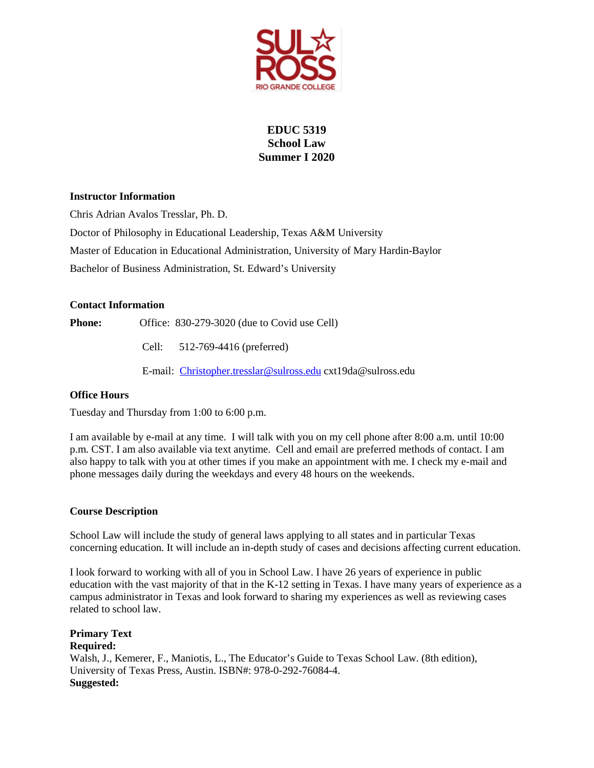# EDUC 5319
# School Law
# Summer I 2020

**Instructor Information**

Chris Adrian Avalos Tresslar, Ph. D.

Doctor of Philosophy in Educational Leadership, Texas A&M University

Master of Education in Educational Administration, University of Mary Hardin-Baylor

Bachelor of Business Administration, St. Edward's University

**Contact Information**

**Phone:** Office: 830-279-3020 (due to Covid use Cell)

Cell: 512-769-4416 (preferred)

E-mail: Christopher.tresslar@sulross.edu cxt19da@sulross.edu

**Office Hours**

Tuesday and Thursday from 1:00 to 6:00 p.m.

I am available by e-mail at any time. I will talk with you on my cell phone after 8:00 a.m. until 10:00 p.m. CST. I am also available via text anytime. Cell and email are preferred methods of contact. I am also happy to talk with you at other times if you make an appointment with me. I check my e-mail and phone messages daily during the weekdays and every 48 hours on the weekends.

**Course Description**

School Law will include the study of general laws applying to all states and in particular Texas concerning education. It will include an in-depth study of cases and decisions affecting current education.

I look forward to working with all of you in School Law. I have 26 years of experience in public education with the vast majority of that in the K-12 setting in Texas. I have many years of experience as a campus administrator in Texas and look forward to sharing my experiences as well as reviewing cases related to school law.

**Primary Text**
**Required:**
Walsh, J., Kemerer, F., Maniotis, L., The Educator's Guide to Texas School Law. (8th edition), University of Texas Press, Austin. ISBN#: 978-0-292-76084-4.
**Suggested:**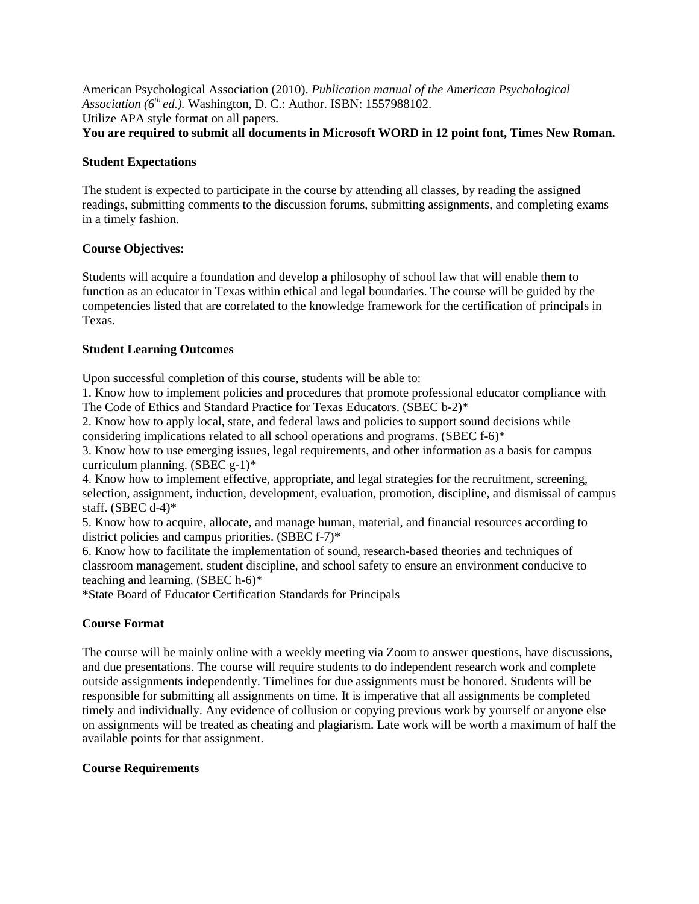American Psychological Association (2010). *Publication manual of the American Psychological Association (6th ed.).* Washington, D. C.: Author. ISBN: 1557988102.
Utilize APA style format on all papers.
**You are required to submit all documents in Microsoft WORD in 12 point font, Times New Roman.**

**Student Expectations**

The student is expected to participate in the course by attending all classes, by reading the assigned readings, submitting comments to the discussion forums, submitting assignments, and completing exams in a timely fashion.

**Course Objectives:**

Students will acquire a foundation and develop a philosophy of school law that will enable them to function as an educator in Texas within ethical and legal boundaries. The course will be guided by the competencies listed that are correlated to the knowledge framework for the certification of principals in Texas.

**Student Learning Outcomes**

Upon successful completion of this course, students will be able to:
1. Know how to implement policies and procedures that promote professional educator compliance with The Code of Ethics and Standard Practice for Texas Educators. (SBEC b-2)*
2. Know how to apply local, state, and federal laws and policies to support sound decisions while considering implications related to all school operations and programs. (SBEC f-6)*
3. Know how to use emerging issues, legal requirements, and other information as a basis for campus curriculum planning. (SBEC g-1)*
4. Know how to implement effective, appropriate, and legal strategies for the recruitment, screening, selection, assignment, induction, development, evaluation, promotion, discipline, and dismissal of campus staff. (SBEC d-4)*
5. Know how to acquire, allocate, and manage human, material, and financial resources according to district policies and campus priorities. (SBEC f-7)*
6. Know how to facilitate the implementation of sound, research-based theories and techniques of classroom management, student discipline, and school safety to ensure an environment conducive to teaching and learning. (SBEC h-6)*
*State Board of Educator Certification Standards for Principals

**Course Format**

The course will be mainly online with a weekly meeting via Zoom to answer questions, have discussions, and due presentations. The course will require students to do independent research work and complete outside assignments independently. Timelines for due assignments must be honored. Students will be responsible for submitting all assignments on time. It is imperative that all assignments be completed timely and individually. Any evidence of collusion or copying previous work by yourself or anyone else on assignments will be treated as cheating and plagiarism. Late work will be worth a maximum of half the available points for that assignment.

**Course Requirements**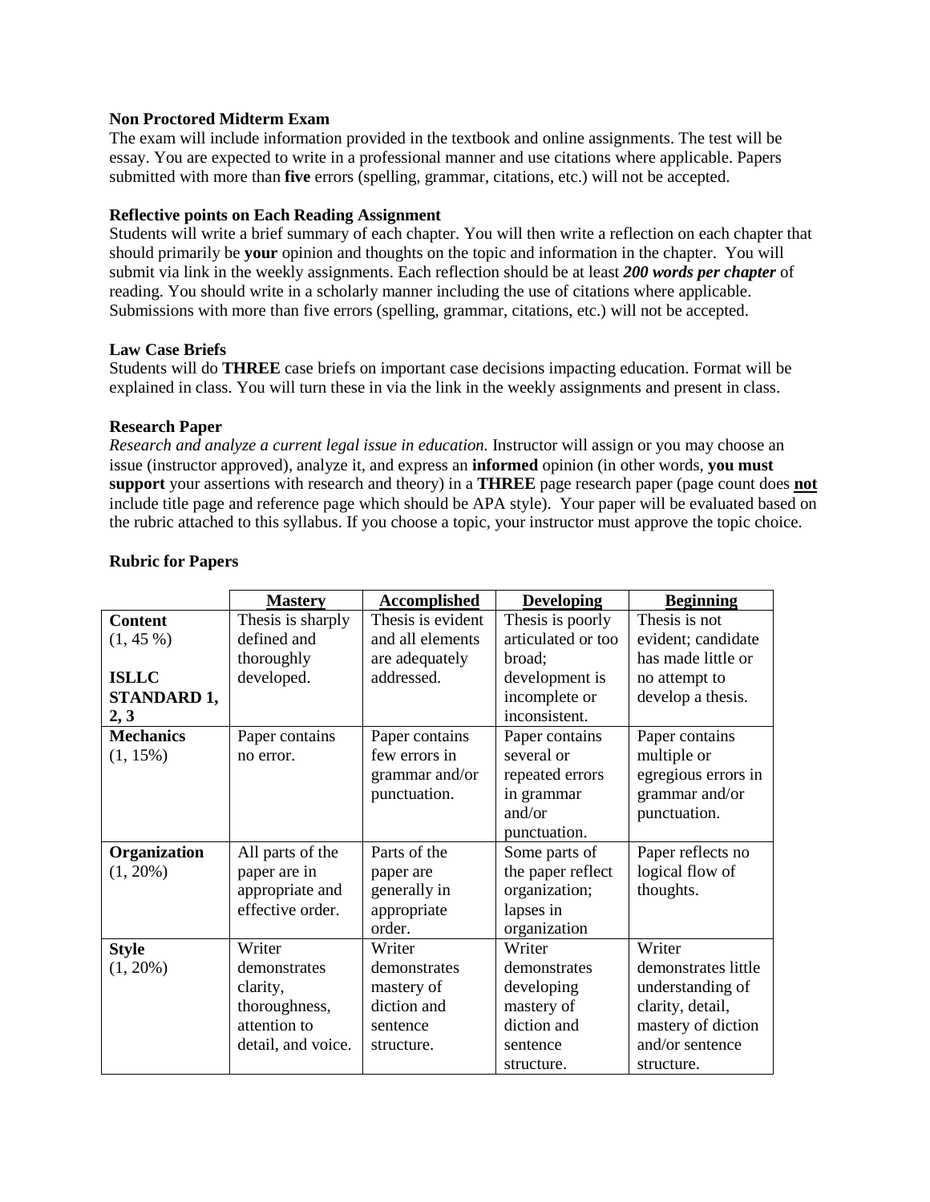**Non Proctored Midterm Exam**

The exam will include information provided in the textbook and online assignments. The test will be essay. You are expected to write in a professional manner and use citations where applicable. Papers submitted with more than **five** errors (spelling, grammar, citations, etc.) will not be accepted.

**Reflective points on Each Reading Assignment**

Students will write a brief summary of each chapter. You will then write a reflection on each chapter that should primarily be **your** opinion and thoughts on the topic and information in the chapter. You will submit via link in the weekly assignments. Each reflection should be at least ***200 words per chapter*** of reading. You should write in a scholarly manner including the use of citations where applicable. Submissions with more than five errors (spelling, grammar, citations, etc.) will not be accepted.

**Law Case Briefs**

Students will do **THREE** case briefs on important case decisions impacting education. Format will be explained in class. You will turn these in via the link in the weekly assignments and present in class.

**Research Paper**

*Research and analyze a current legal issue in education.* Instructor will assign or you may choose an issue (instructor approved), analyze it, and express an **informed** opinion (in other words, **you must support** your assertions with research and theory) in a **THREE** page research paper (page count does **not** include title page and reference page which should be APA style). Your paper will be evaluated based on the rubric attached to this syllabus. If you choose a topic, your instructor must approve the topic choice.

**Rubric for Papers**

| | **Mastery** | **Accomplished** | **Developing** | **Beginning** |
|---|---|---|---|---|
| **Content** (1, 45 %) **ISLLC STANDARD 1, 2, 3** | Thesis is sharply defined and thoroughly developed. | Thesis is evident and all elements are adequately addressed. | Thesis is poorly articulated or too broad; development is incomplete or inconsistent. | Thesis is not evident; candidate has made little or no attempt to develop a thesis. |
| **Mechanics** (1, 15%) | Paper contains no error. | Paper contains few errors in grammar and/or punctuation. | Paper contains several or repeated errors in grammar and/or punctuation. | Paper contains multiple or egregious errors in grammar and/or punctuation. |
| **Organization** (1, 20%) | All parts of the paper are in appropriate and effective order. | Parts of the paper are generally in appropriate order. | Some parts of the paper reflect organization; lapses in organization | Paper reflects no logical flow of thoughts. |
| **Style** (1, 20%) | Writer demonstrates clarity, thoroughness, attention to detail, and voice. | Writer demonstrates mastery of diction and sentence structure. | Writer demonstrates developing mastery of diction and sentence structure. | Writer demonstrates little understanding of clarity, detail, mastery of diction and/or sentence structure. |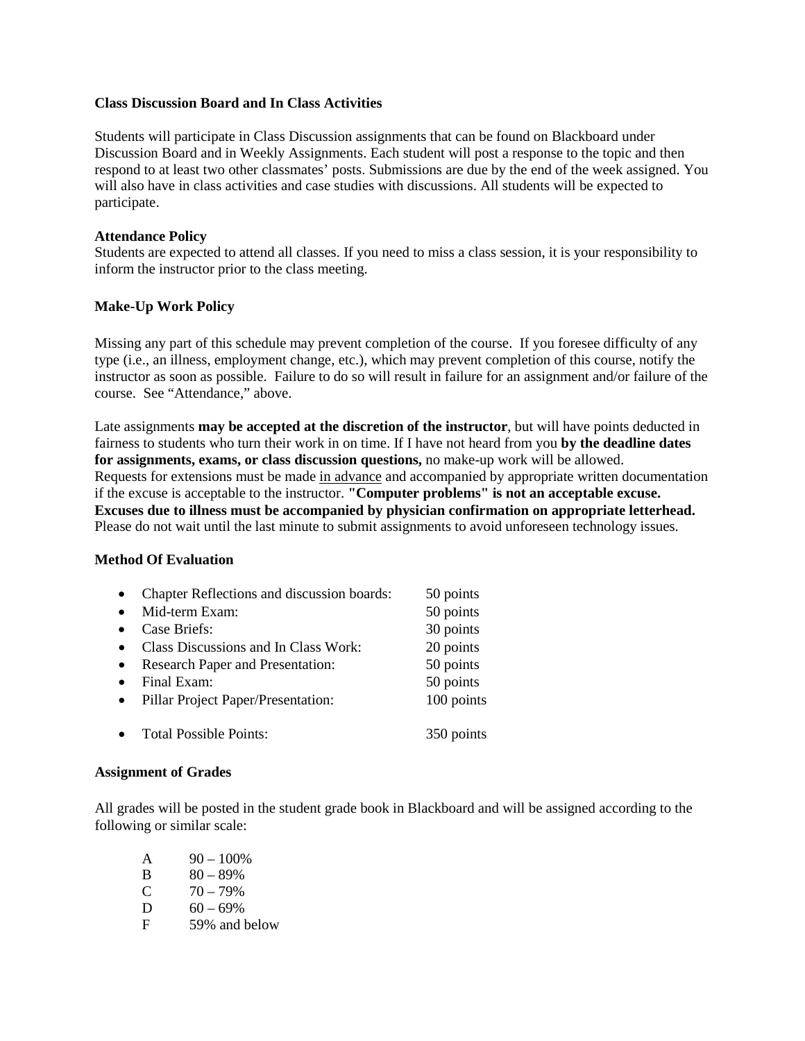### Class Discussion Board and In Class Activities

Students will participate in Class Discussion assignments that can be found on Blackboard under Discussion Board and in Weekly Assignments. Each student will post a response to the topic and then respond to at least two other classmates' posts. Submissions are due by the end of the week assigned. You will also have in class activities and case studies with discussions. All students will be expected to participate.

### Attendance Policy

Students are expected to attend all classes. If you need to miss a class session, it is your responsibility to inform the instructor prior to the class meeting.

### Make-Up Work Policy

Missing any part of this schedule may prevent completion of the course. If you foresee difficulty of any type (i.e., an illness, employment change, etc.), which may prevent completion of this course, notify the instructor as soon as possible. Failure to do so will result in failure for an assignment and/or failure of the course. See "Attendance," above.

Late assignments **may be accepted at the discretion of the instructor**, but will have points deducted in fairness to students who turn their work in on time. If I have not heard from you **by the deadline dates for assignments, exams, or class discussion questions,** no make-up work will be allowed. Requests for extensions must be made <u>in advance</u> and accompanied by appropriate written documentation if the excuse is acceptable to the instructor. **"Computer problems" is not an acceptable excuse. Excuses due to illness must be accompanied by physician confirmation on appropriate letterhead.** Please do not wait until the last minute to submit assignments to avoid unforeseen technology issues.

### Method Of Evaluation

- Chapter Reflections and discussion boards: 50 points
- Mid-term Exam: 50 points
- Case Briefs: 30 points
- Class Discussions and In Class Work: 20 points
- Research Paper and Presentation: 50 points
- Final Exam: 50 points
- Pillar Project Paper/Presentation: 100 points

- Total Possible Points: 350 points

### Assignment of Grades

All grades will be posted in the student grade book in Blackboard and will be assigned according to the following or similar scale:

| | |
|---|---|
| A | 90 – 100% |
| B | 80 – 89% |
| C | 70 – 79% |
| D | 60 – 69% |
| F | 59% and below |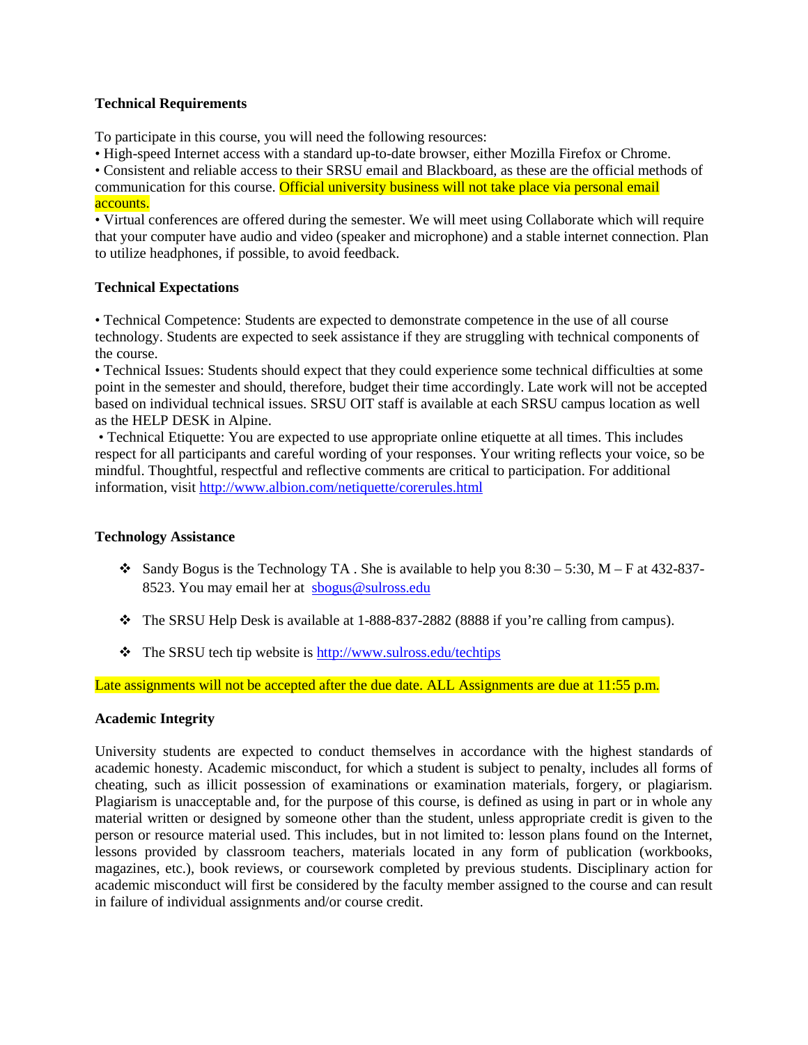**Technical Requirements**

To participate in this course, you will need the following resources:

- High-speed Internet access with a standard up-to-date browser, either Mozilla Firefox or Chrome.
- Consistent and reliable access to their SRSU email and Blackboard, as these are the official methods of communication for this course. Official university business will not take place via personal email accounts.
- Virtual conferences are offered during the semester. We will meet using Collaborate which will require that your computer have audio and video (speaker and microphone) and a stable internet connection. Plan to utilize headphones, if possible, to avoid feedback.

**Technical Expectations**

- Technical Competence: Students are expected to demonstrate competence in the use of all course technology. Students are expected to seek assistance if they are struggling with technical components of the course.
- Technical Issues: Students should expect that they could experience some technical difficulties at some point in the semester and should, therefore, budget their time accordingly. Late work will not be accepted based on individual technical issues. SRSU OIT staff is available at each SRSU campus location as well as the HELP DESK in Alpine.
- Technical Etiquette: You are expected to use appropriate online etiquette at all times. This includes respect for all participants and careful wording of your responses. Your writing reflects your voice, so be mindful. Thoughtful, respectful and reflective comments are critical to participation. For additional information, visit http://www.albion.com/netiquette/corerules.html

**Technology Assistance**

- Sandy Bogus is the Technology TA . She is available to help you 8:30 – 5:30, M – F at 432-837-8523. You may email her at sbogus@sulross.edu
- The SRSU Help Desk is available at 1-888-837-2882 (8888 if you're calling from campus).
- The SRSU tech tip website is http://www.sulross.edu/techtips

Late assignments will not be accepted after the due date. ALL Assignments are due at 11:55 p.m.

**Academic Integrity**

University students are expected to conduct themselves in accordance with the highest standards of academic honesty. Academic misconduct, for which a student is subject to penalty, includes all forms of cheating, such as illicit possession of examinations or examination materials, forgery, or plagiarism. Plagiarism is unacceptable and, for the purpose of this course, is defined as using in part or in whole any material written or designed by someone other than the student, unless appropriate credit is given to the person or resource material used. This includes, but in not limited to: lesson plans found on the Internet, lessons provided by classroom teachers, materials located in any form of publication (workbooks, magazines, etc.), book reviews, or coursework completed by previous students. Disciplinary action for academic misconduct will first be considered by the faculty member assigned to the course and can result in failure of individual assignments and/or course credit.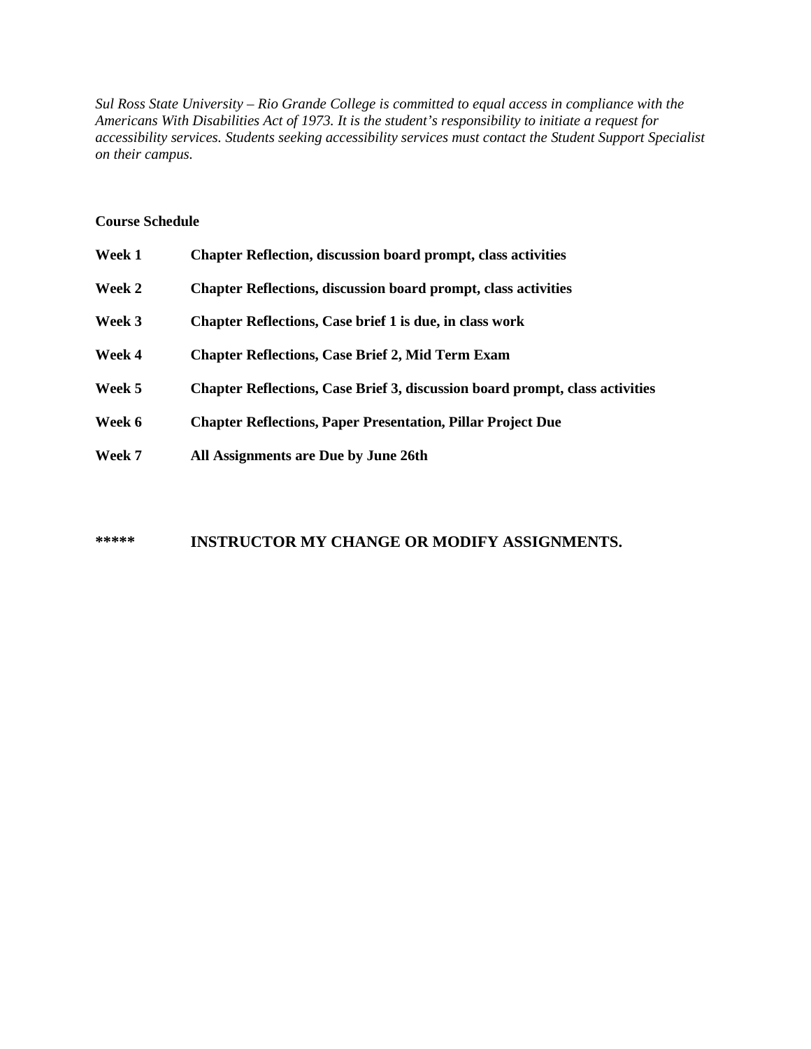*Sul Ross State University – Rio Grande College is committed to equal access in compliance with the Americans With Disabilities Act of 1973. It is the student's responsibility to initiate a request for accessibility services. Students seeking accessibility services must contact the Student Support Specialist on their campus.*

**Course Schedule**

| | |
|---|---|
| **Week 1** | **Chapter Reflection, discussion board prompt, class activities** |
| **Week 2** | **Chapter Reflections, discussion board prompt, class activities** |
| **Week 3** | **Chapter Reflections, Case brief 1 is due, in class work** |
| **Week 4** | **Chapter Reflections, Case Brief 2, Mid Term Exam** |
| **Week 5** | **Chapter Reflections, Case Brief 3, discussion board prompt, class activities** |
| **Week 6** | **Chapter Reflections, Paper Presentation, Pillar Project Due** |
| **Week 7** | **All Assignments are Due by June 26th** |

**\*\*\*\*\*     INSTRUCTOR MY CHANGE OR MODIFY ASSIGNMENTS.**